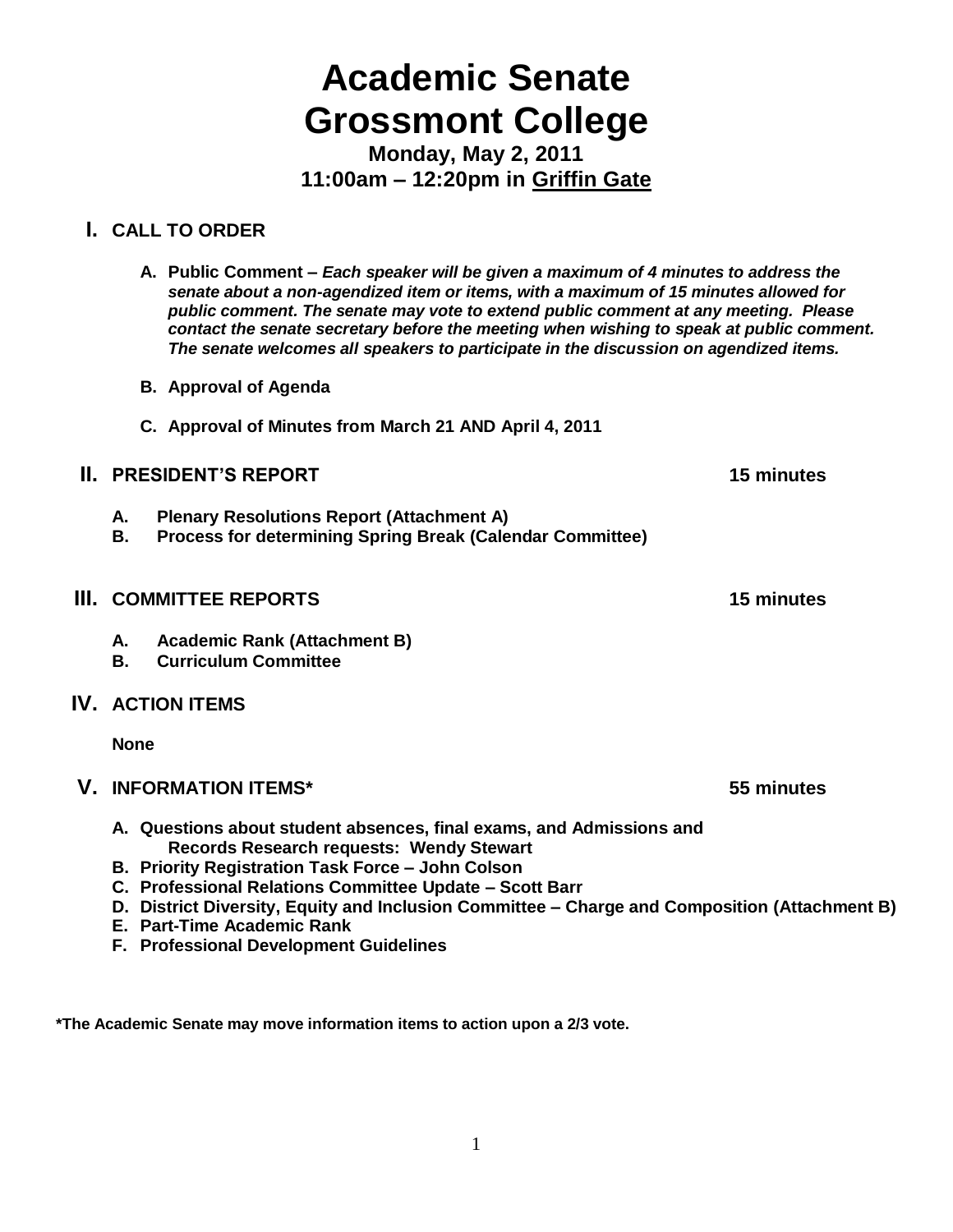# Academic Senate
# Grossmont College

**Monday, May 2, 2011**
**11:00am – 12:20pm in Griffin Gate**

## I. CALL TO ORDER

A. **Public Comment –** ***Each speaker will be given a maximum of 4 minutes to address the senate about a non-agendized item or items, with a maximum of 15 minutes allowed for public comment. The senate may vote to extend public comment at any meeting. Please contact the senate secretary before the meeting when wishing to speak at public comment. The senate welcomes all speakers to participate in the discussion on agendized items.***

B. **Approval of Agenda**

C. **Approval of Minutes from March 21 AND April 4, 2011**

## II. PRESIDENT'S REPORT — 15 minutes

A. **Plenary Resolutions Report (Attachment A)**
B. **Process for determining Spring Break (Calendar Committee)**

## III. COMMITTEE REPORTS — 15 minutes

A. **Academic Rank (Attachment B)**
B. **Curriculum Committee**

## IV. ACTION ITEMS

**None**

## V. INFORMATION ITEMS* — 55 minutes

A. **Questions about student absences, final exams, and Admissions and Records Research requests: Wendy Stewart**
B. **Priority Registration Task Force – John Colson**
C. **Professional Relations Committee Update – Scott Barr**
D. **District Diversity, Equity and Inclusion Committee – Charge and Composition (Attachment B)**
E. **Part-Time Academic Rank**
F. **Professional Development Guidelines**

**\*The Academic Senate may move information items to action upon a 2/3 vote.**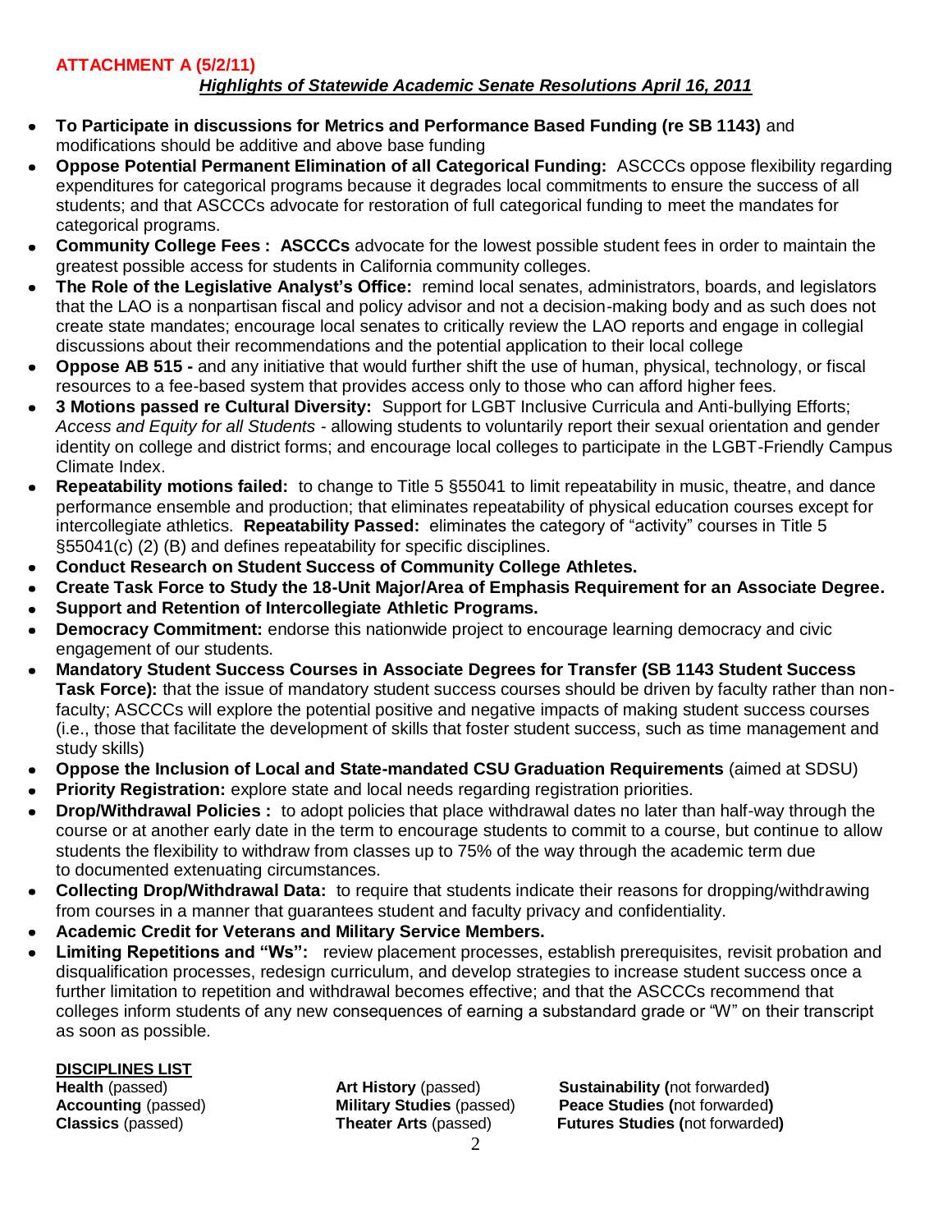**ATTACHMENT A (5/2/11)**

***Highlights of Statewide Academic Senate Resolutions April 16, 2011***

- **To Participate in discussions for Metrics and Performance Based Funding (re SB 1143)** and modifications should be additive and above base funding
- **Oppose Potential Permanent Elimination of all Categorical Funding:** ASCCCs oppose flexibility regarding expenditures for categorical programs because it degrades local commitments to ensure the success of all students; and that ASCCCs advocate for restoration of full categorical funding to meet the mandates for categorical programs.
- **Community College Fees : ASCCCs** advocate for the lowest possible student fees in order to maintain the greatest possible access for students in California community colleges.
- **The Role of the Legislative Analyst's Office:** remind local senates, administrators, boards, and legislators that the LAO is a nonpartisan fiscal and policy advisor and not a decision-making body and as such does not create state mandates; encourage local senates to critically review the LAO reports and engage in collegial discussions about their recommendations and the potential application to their local college
- **Oppose AB 515 -** and any initiative that would further shift the use of human, physical, technology, or fiscal resources to a fee-based system that provides access only to those who can afford higher fees.
- **3 Motions passed re Cultural Diversity:** Support for LGBT Inclusive Curricula and Anti-bullying Efforts; *Access and Equity for all Students* - allowing students to voluntarily report their sexual orientation and gender identity on college and district forms; and encourage local colleges to participate in the LGBT-Friendly Campus Climate Index.
- **Repeatability motions failed:** to change to Title 5 §55041 to limit repeatability in music, theatre, and dance performance ensemble and production; that eliminates repeatability of physical education courses except for intercollegiate athletics. **Repeatability Passed:** eliminates the category of "activity" courses in Title 5 §55041(c) (2) (B) and defines repeatability for specific disciplines.
- **Conduct Research on Student Success of Community College Athletes.**
- **Create Task Force to Study the 18-Unit Major/Area of Emphasis Requirement for an Associate Degree.**
- **Support and Retention of Intercollegiate Athletic Programs.**
- **Democracy Commitment:** endorse this nationwide project to encourage learning democracy and civic engagement of our students.
- **Mandatory Student Success Courses in Associate Degrees for Transfer (SB 1143 Student Success Task Force):** that the issue of mandatory student success courses should be driven by faculty rather than non-faculty; ASCCCs will explore the potential positive and negative impacts of making student success courses (i.e., those that facilitate the development of skills that foster student success, such as time management and study skills)
- **Oppose the Inclusion of Local and State-mandated CSU Graduation Requirements** (aimed at SDSU)
- **Priority Registration:** explore state and local needs regarding registration priorities.
- **Drop/Withdrawal Policies :** to adopt policies that place withdrawal dates no later than half-way through the course or at another early date in the term to encourage students to commit to a course, but continue to allow students the flexibility to withdraw from classes up to 75% of the way through the academic term due to documented extenuating circumstances.
- **Collecting Drop/Withdrawal Data:** to require that students indicate their reasons for dropping/withdrawing from courses in a manner that guarantees student and faculty privacy and confidentiality.
- **Academic Credit for Veterans and Military Service Members.**
- **Limiting Repetitions and "Ws":** review placement processes, establish prerequisites, revisit probation and disqualification processes, redesign curriculum, and develop strategies to increase student success once a further limitation to repetition and withdrawal becomes effective; and that the ASCCCs recommend that colleges inform students of any new consequences of earning a substandard grade or "W" on their transcript as soon as possible.

**DISCIPLINES LIST**

**Health** (passed)
**Accounting** (passed)
**Classics** (passed)
**Art History** (passed)
**Military Studies** (passed)
**Theater Arts** (passed)
**Sustainability (**not forwarded**)**
**Peace Studies (**not forwarded**)**
**Futures Studies (**not forwarded**)**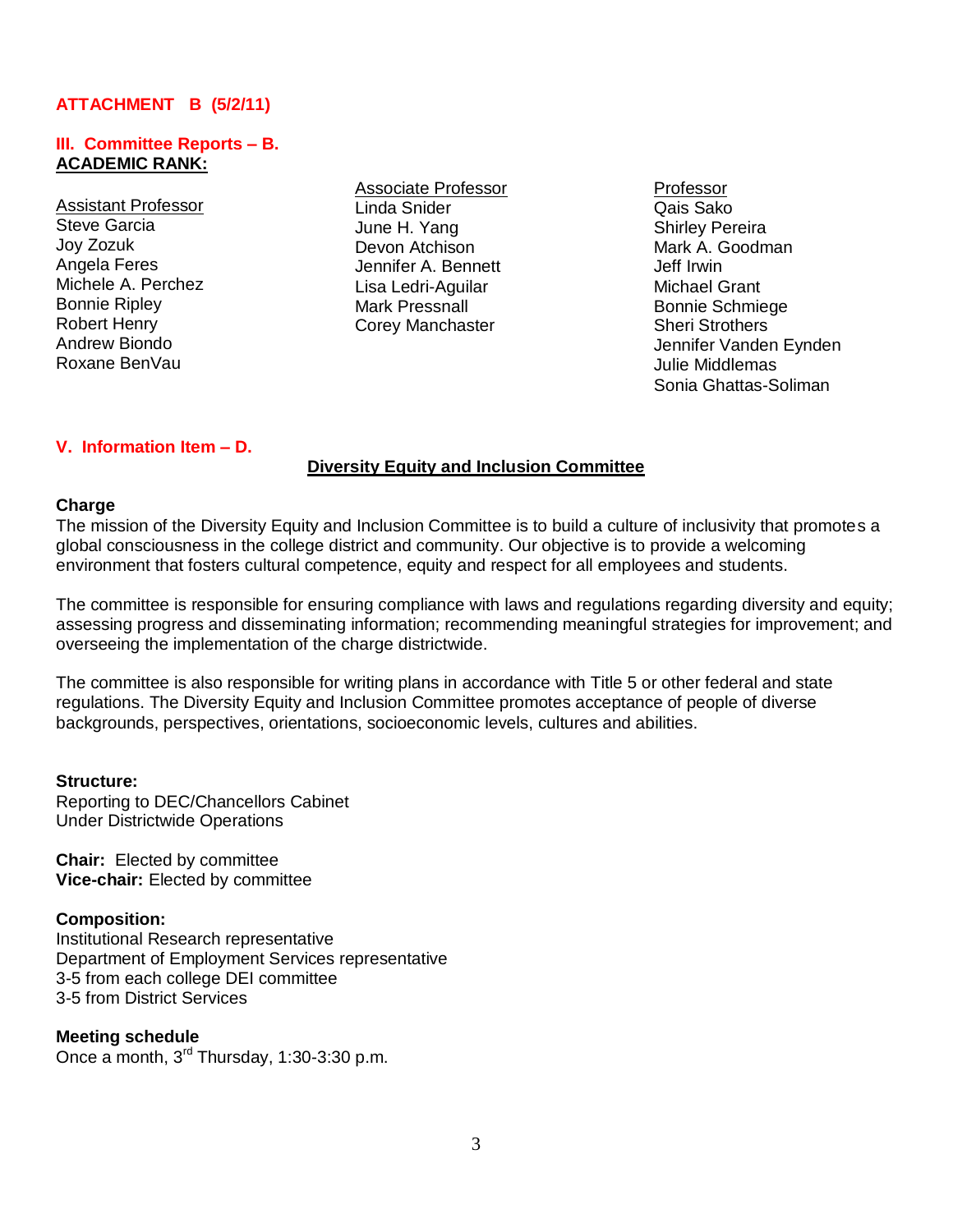**ATTACHMENT B (5/2/11)**

**III. Committee Reports – B.**

## ACADEMIC RANK:

Assistant Professor
Steve Garcia
Joy Zozuk
Angela Feres
Michele A. Perchez
Bonnie Ripley
Robert Henry
Andrew Biondo
Roxane BenVau

Associate Professor
Linda Snider
June H. Yang
Devon Atchison
Jennifer A. Bennett
Lisa Ledri-Aguilar
Mark Pressnall
Corey Manchaster

Professor
Qais Sako
Shirley Pereira
Mark A. Goodman
Jeff Irwin
Michael Grant
Bonnie Schmiege
Sheri Strothers
Jennifer Vanden Eynden
Julie Middlemas
Sonia Ghattas-Soliman

**V. Information Item – D.**

## Diversity Equity and Inclusion Committee

**Charge**
The mission of the Diversity Equity and Inclusion Committee is to build a culture of inclusivity that promotes a global consciousness in the college district and community. Our objective is to provide a welcoming environment that fosters cultural competence, equity and respect for all employees and students.

The committee is responsible for ensuring compliance with laws and regulations regarding diversity and equity; assessing progress and disseminating information; recommending meaningful strategies for improvement; and overseeing the implementation of the charge districtwide.

The committee is also responsible for writing plans in accordance with Title 5 or other federal and state regulations. The Diversity Equity and Inclusion Committee promotes acceptance of people of diverse backgrounds, perspectives, orientations, socioeconomic levels, cultures and abilities.

**Structure:**
Reporting to DEC/Chancellors Cabinet
Under Districtwide Operations

**Chair:** Elected by committee
**Vice-chair:** Elected by committee

**Composition:**
Institutional Research representative
Department of Employment Services representative
3-5 from each college DEI committee
3-5 from District Services

**Meeting schedule**
Once a month, 3rd Thursday, 1:30-3:30 p.m.